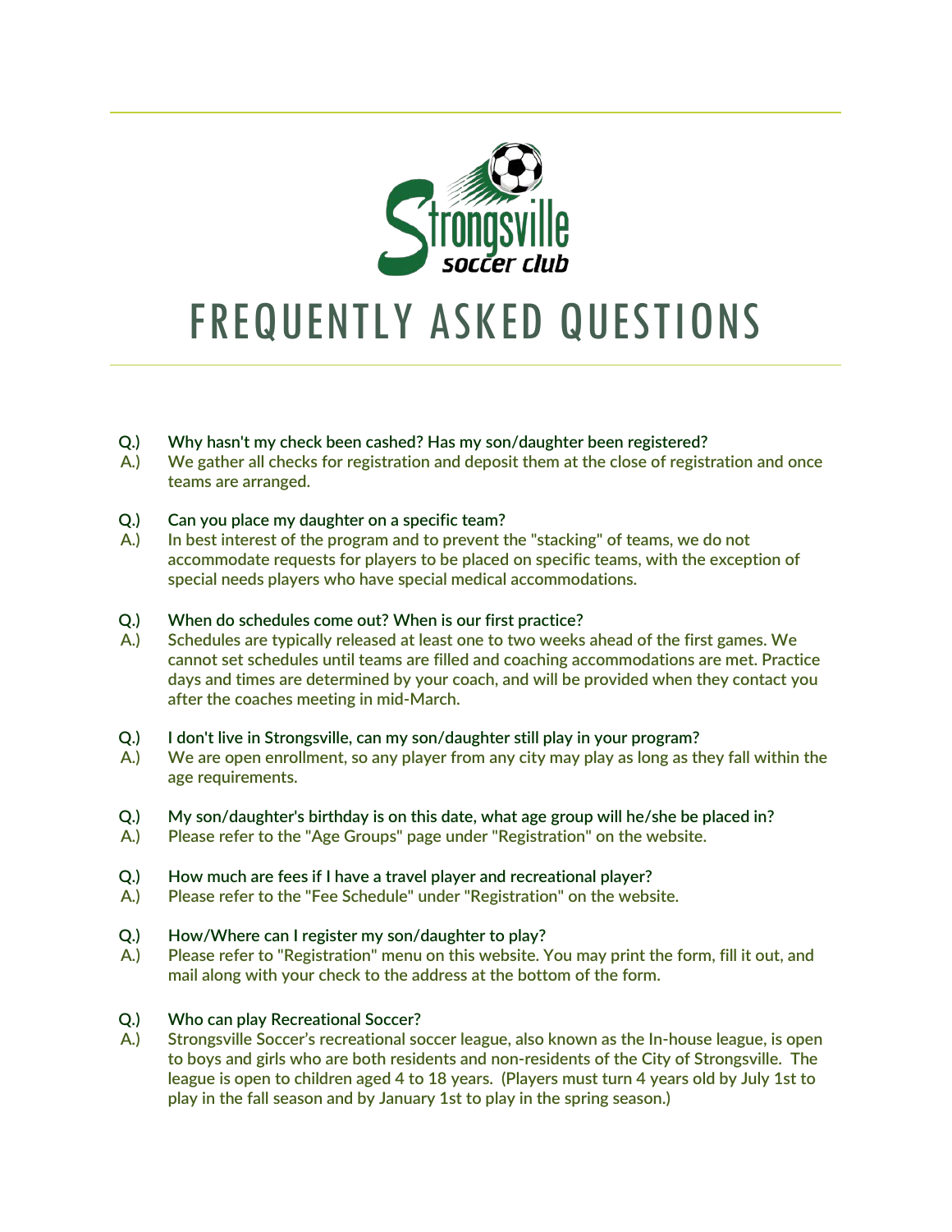# FREQUENTLY ASKED QUESTIONS

**Q.)** Why hasn't my check been cashed? Has my son/daughter been registered?
**A.)** We gather all checks for registration and deposit them at the close of registration and once teams are arranged.

**Q.)** Can you place my daughter on a specific team?
**A.)** In best interest of the program and to prevent the "stacking" of teams, we do not accommodate requests for players to be placed on specific teams, with the exception of special needs players who have special medical accommodations.

**Q.)** When do schedules come out? When is our first practice?
**A.)** Schedules are typically released at least one to two weeks ahead of the first games. We cannot set schedules until teams are filled and coaching accommodations are met. Practice days and times are determined by your coach, and will be provided when they contact you after the coaches meeting in mid-March.

**Q.)** I don't live in Strongsville, can my son/daughter still play in your program?
**A.)** We are open enrollment, so any player from any city may play as long as they fall within the age requirements.

**Q.)** My son/daughter's birthday is on this date, what age group will he/she be placed in?
**A.)** Please refer to the "Age Groups" page under "Registration" on the website.

**Q.)** How much are fees if I have a travel player and recreational player?
**A.)** Please refer to the "Fee Schedule" under "Registration" on the website.

**Q.)** How/Where can I register my son/daughter to play?
**A.)** Please refer to "Registration" menu on this website. You may print the form, fill it out, and mail along with your check to the address at the bottom of the form.

**Q.)** Who can play Recreational Soccer?
**A.)** Strongsville Soccer's recreational soccer league, also known as the In-house league, is open to boys and girls who are both residents and non-residents of the City of Strongsville. The league is open to children aged 4 to 18 years. (Players must turn 4 years old by July 1st to play in the fall season and by January 1st to play in the spring season.)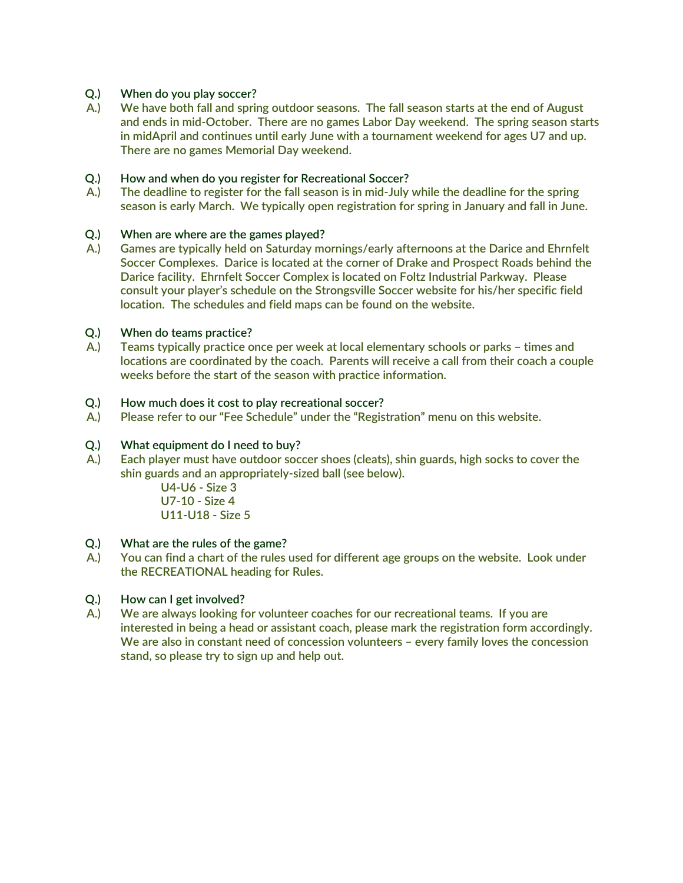Q.) When do you play soccer?

A.) We have both fall and spring outdoor seasons. The fall season starts at the end of August and ends in mid-October. There are no games Labor Day weekend. The spring season starts in midApril and continues until early June with a tournament weekend for ages U7 and up. There are no games Memorial Day weekend.

Q.) How and when do you register for Recreational Soccer?

A.) The deadline to register for the fall season is in mid-July while the deadline for the spring season is early March. We typically open registration for spring in January and fall in June.

Q.) When are where are the games played?

A.) Games are typically held on Saturday mornings/early afternoons at the Darice and Ehrnfelt Soccer Complexes. Darice is located at the corner of Drake and Prospect Roads behind the Darice facility. Ehrnfelt Soccer Complex is located on Foltz Industrial Parkway. Please consult your player's schedule on the Strongsville Soccer website for his/her specific field location. The schedules and field maps can be found on the website.

Q.) When do teams practice?

A.) Teams typically practice once per week at local elementary schools or parks – times and locations are coordinated by the coach. Parents will receive a call from their coach a couple weeks before the start of the season with practice information.

Q.) How much does it cost to play recreational soccer?

A.) Please refer to our "Fee Schedule" under the "Registration" menu on this website.

Q.) What equipment do I need to buy?

A.) Each player must have outdoor soccer shoes (cleats), shin guards, high socks to cover the shin guards and an appropriately-sized ball (see below).

U4-U6 - Size 3
U7-10 - Size 4
U11-U18 - Size 5

Q.) What are the rules of the game?

A.) You can find a chart of the rules used for different age groups on the website. Look under the RECREATIONAL heading for Rules.

Q.) How can I get involved?

A.) We are always looking for volunteer coaches for our recreational teams. If you are interested in being a head or assistant coach, please mark the registration form accordingly. We are also in constant need of concession volunteers – every family loves the concession stand, so please try to sign up and help out.